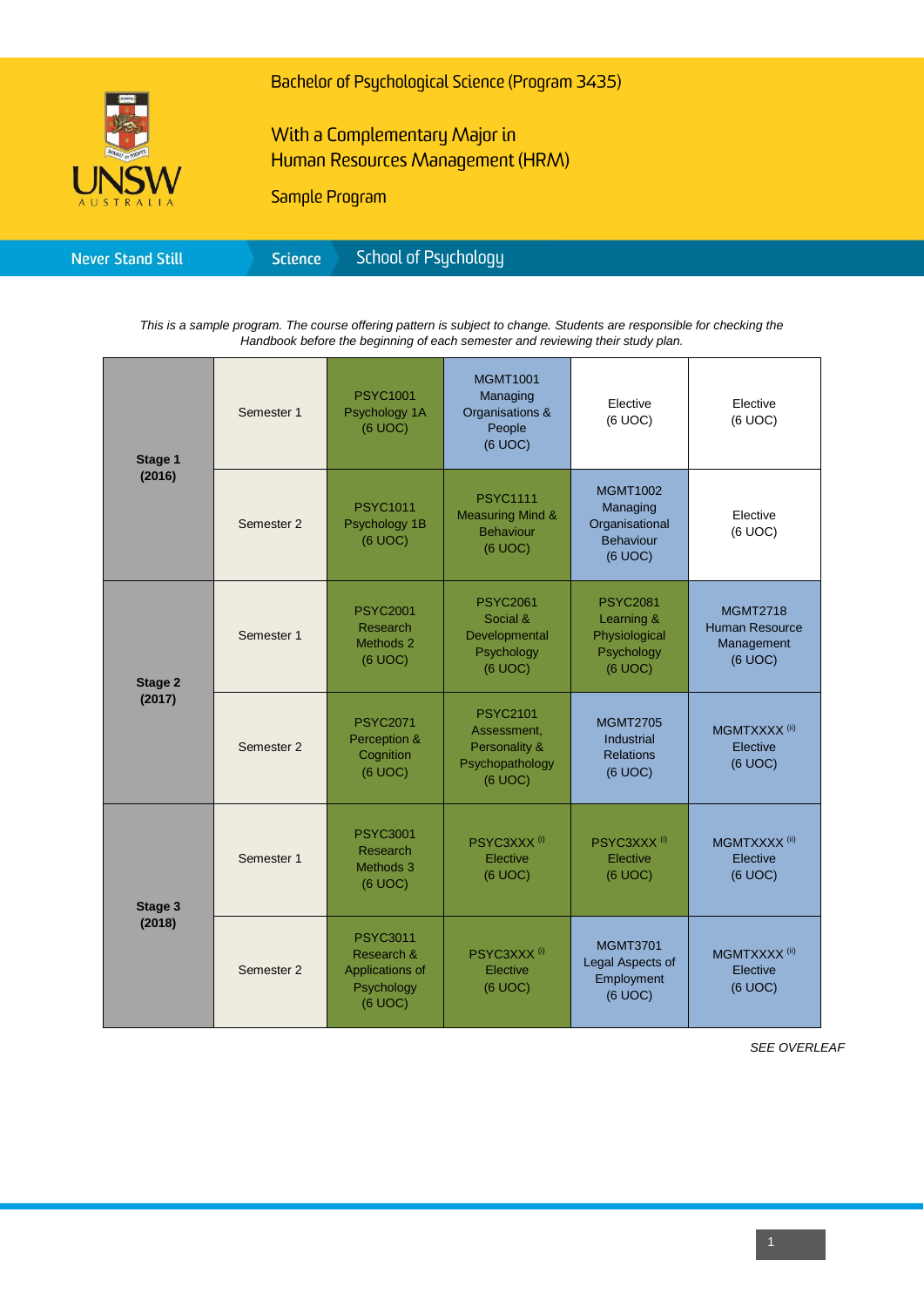# Bachelor of Psychological Science (Program 3435)

## With a Complementary Major in Human Resources Management (HRM)

### Sample Program

Never Stand Still | Science | School of Psychology

*This is a sample program. The course offering pattern is subject to change. Students are responsible for checking the Handbook before the beginning of each semester and reviewing their study plan.*

| Stage | Semester | | | | |
|---|---|---|---|---|---|
| **Stage 1 (2016)** | Semester 1 | PSYC1001 Psychology 1A (6 UOC) | MGMT1001 Managing Organisations & People (6 UOC) | Elective (6 UOC) | Elective (6 UOC) |
| | Semester 2 | PSYC1011 Psychology 1B (6 UOC) | PSYC1111 Measuring Mind & Behaviour (6 UOC) | MGMT1002 Managing Organisational Behaviour (6 UOC) | Elective (6 UOC) |
| **Stage 2 (2017)** | Semester 1 | PSYC2001 Research Methods 2 (6 UOC) | PSYC2061 Social & Developmental Psychology (6 UOC) | PSYC2081 Learning & Physiological Psychology (6 UOC) | MGMT2718 Human Resource Management (6 UOC) |
| | Semester 2 | PSYC2071 Perception & Cognition (6 UOC) | PSYC2101 Assessment, Personality & Psychopathology (6 UOC) | MGMT2705 Industrial Relations (6 UOC) | MGMTXXXX (ii) Elective (6 UOC) |
| **Stage 3 (2018)** | Semester 1 | PSYC3001 Research Methods 3 (6 UOC) | PSYC3XXX (i) Elective (6 UOC) | PSYC3XXX (i) Elective (6 UOC) | MGMTXXXX (ii) Elective (6 UOC) |
| | Semester 2 | PSYC3011 Research & Applications of Psychology (6 UOC) | PSYC3XXX (i) Elective (6 UOC) | MGMT3701 Legal Aspects of Employment (6 UOC) | MGMTXXXX (ii) Elective (6 UOC) |

*SEE OVERLEAF*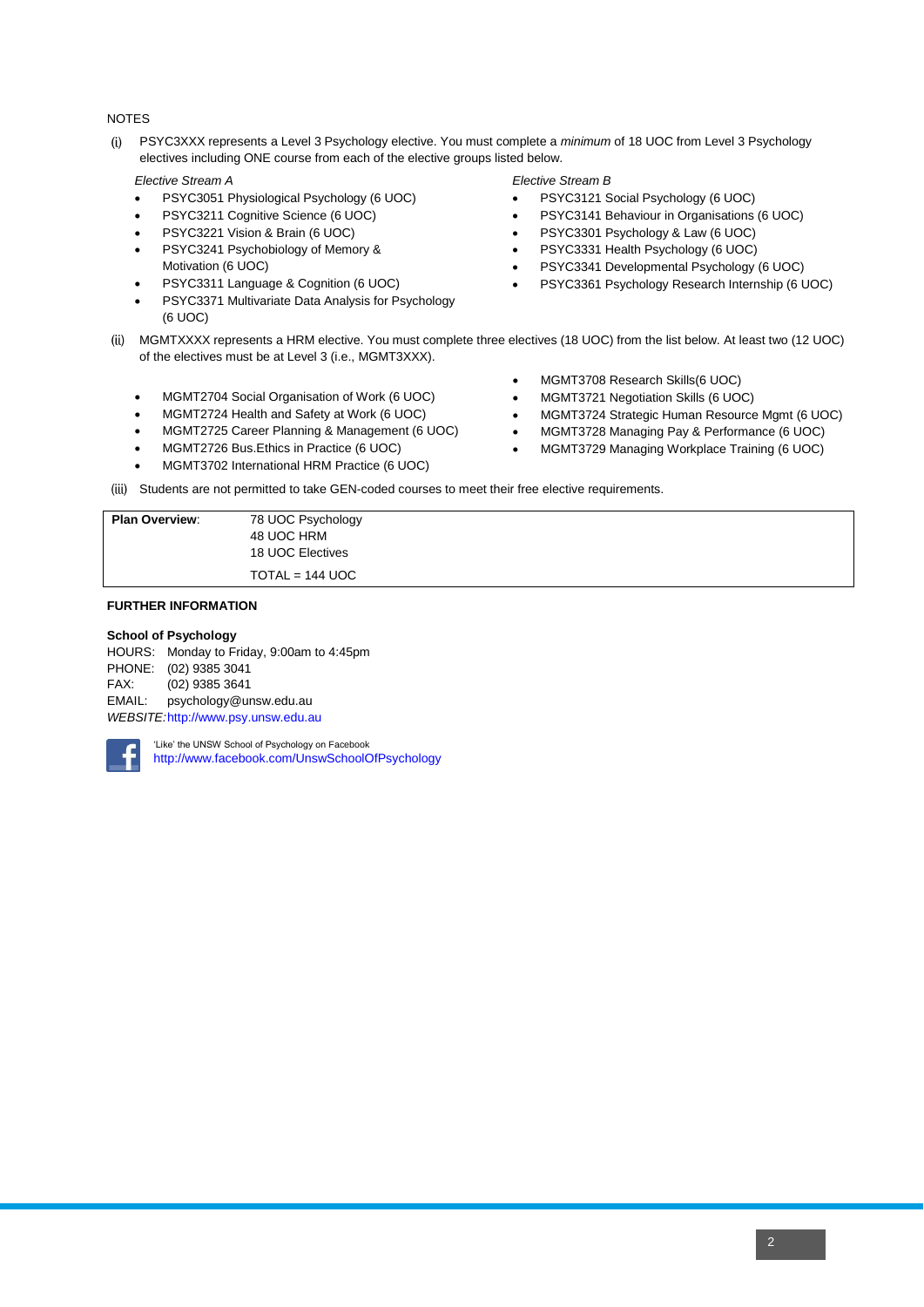NOTES

(i) PSYC3XXX represents a Level 3 Psychology elective. You must complete a *minimum* of 18 UOC from Level 3 Psychology electives including ONE course from each of the elective groups listed below.

*Elective Stream A*

- PSYC3051 Physiological Psychology (6 UOC)
- PSYC3211 Cognitive Science (6 UOC)
- PSYC3221 Vision & Brain (6 UOC)
- PSYC3241 Psychobiology of Memory & Motivation (6 UOC)
- PSYC3311 Language & Cognition (6 UOC)
- PSYC3371 Multivariate Data Analysis for Psychology (6 UOC)

*Elective Stream B*

- PSYC3121 Social Psychology (6 UOC)
- PSYC3141 Behaviour in Organisations (6 UOC)
- PSYC3301 Psychology & Law (6 UOC)
- PSYC3331 Health Psychology (6 UOC)
- PSYC3341 Developmental Psychology (6 UOC)
- PSYC3361 Psychology Research Internship (6 UOC)

(ii) MGMTXXXX represents a HRM elective. You must complete three electives (18 UOC) from the list below. At least two (12 UOC) of the electives must be at Level 3 (i.e., MGMT3XXX).

- MGMT2704 Social Organisation of Work (6 UOC)
- MGMT2724 Health and Safety at Work (6 UOC)
- MGMT2725 Career Planning & Management (6 UOC)
- MGMT2726 Bus.Ethics in Practice (6 UOC)
- MGMT3702 International HRM Practice (6 UOC)
- MGMT3708 Research Skills(6 UOC)
- MGMT3721 Negotiation Skills (6 UOC)
- MGMT3724 Strategic Human Resource Mgmt (6 UOC)
- MGMT3728 Managing Pay & Performance (6 UOC)
- MGMT3729 Managing Workplace Training (6 UOC)

(iii) Students are not permitted to take GEN-coded courses to meet their free elective requirements.

| | |
|---|---|
| **Plan Overview**: | 78 UOC Psychology<br>48 UOC HRM<br>18 UOC Electives |
| | TOTAL = 144 UOC |

## FURTHER INFORMATION

**School of Psychology**
HOURS: Monday to Friday, 9:00am to 4:45pm
PHONE: (02) 9385 3041
FAX: (02) 9385 3641
EMAIL: psychology@unsw.edu.au
*WEBSITE:* http://www.psy.unsw.edu.au

'Like' the UNSW School of Psychology on Facebook
http://www.facebook.com/UnswSchoolOfPsychology